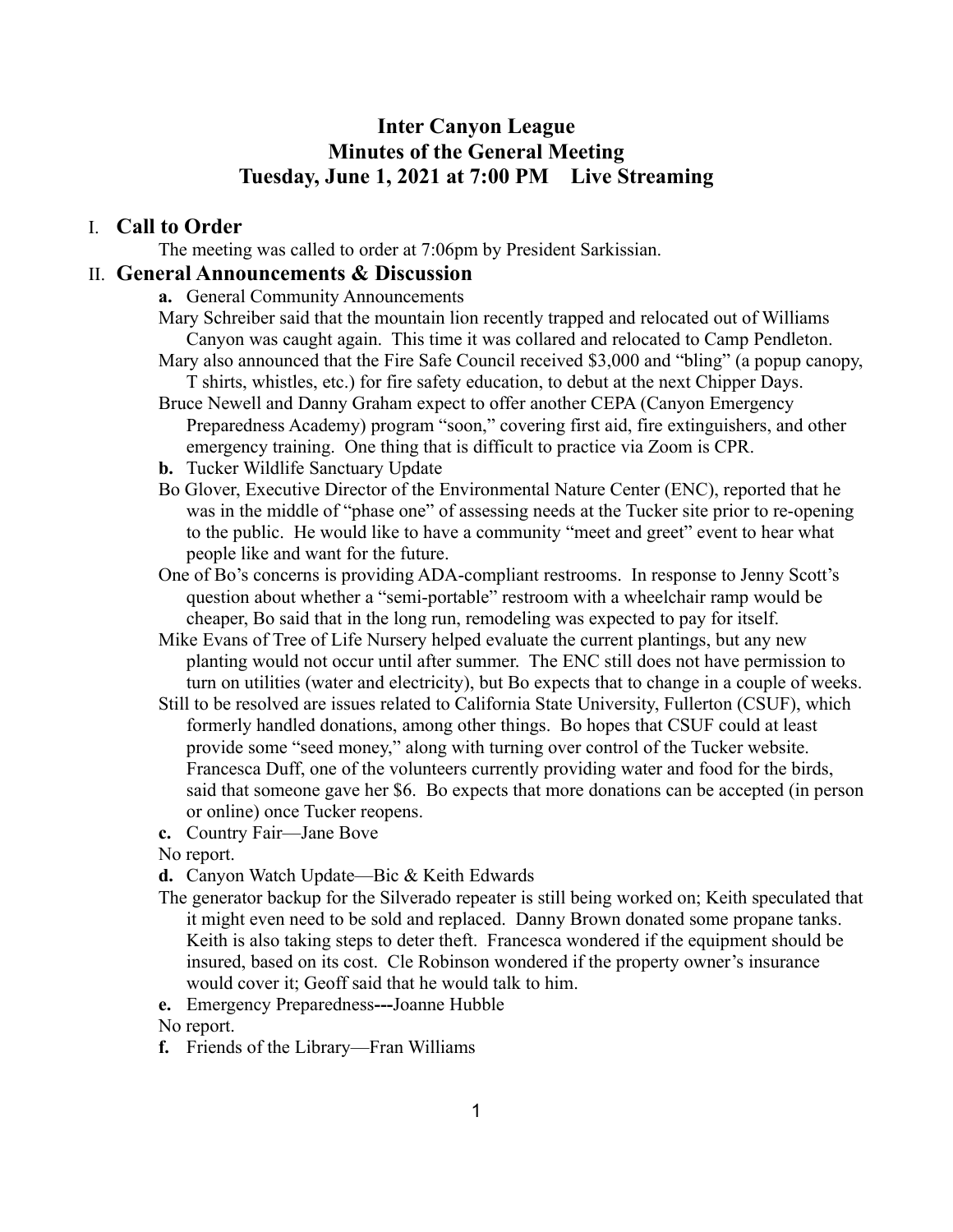# Inter Canyon League
# Minutes of the General Meeting
# Tuesday, June 1, 2021 at 7:00 PM Live Streaming

## I. Call to Order

The meeting was called to order at 7:06pm by President Sarkissian.

## II. General Announcements & Discussion

**a.** General Community Announcements

Mary Schreiber said that the mountain lion recently trapped and relocated out of Williams Canyon was caught again. This time it was collared and relocated to Camp Pendleton.

Mary also announced that the Fire Safe Council received $3,000 and "bling" (a popup canopy, T shirts, whistles, etc.) for fire safety education, to debut at the next Chipper Days.

Bruce Newell and Danny Graham expect to offer another CEPA (Canyon Emergency Preparedness Academy) program "soon," covering first aid, fire extinguishers, and other emergency training. One thing that is difficult to practice via Zoom is CPR.

**b.** Tucker Wildlife Sanctuary Update

Bo Glover, Executive Director of the Environmental Nature Center (ENC), reported that he was in the middle of "phase one" of assessing needs at the Tucker site prior to re-opening to the public. He would like to have a community "meet and greet" event to hear what people like and want for the future.

One of Bo's concerns is providing ADA-compliant restrooms. In response to Jenny Scott's question about whether a "semi-portable" restroom with a wheelchair ramp would be cheaper, Bo said that in the long run, remodeling was expected to pay for itself.

Mike Evans of Tree of Life Nursery helped evaluate the current plantings, but any new planting would not occur until after summer. The ENC still does not have permission to turn on utilities (water and electricity), but Bo expects that to change in a couple of weeks.

Still to be resolved are issues related to California State University, Fullerton (CSUF), which formerly handled donations, among other things. Bo hopes that CSUF could at least provide some "seed money," along with turning over control of the Tucker website. Francesca Duff, one of the volunteers currently providing water and food for the birds, said that someone gave her $6. Bo expects that more donations can be accepted (in person or online) once Tucker reopens.

**c.** Country Fair—Jane Bove

No report.

**d.** Canyon Watch Update—Bic & Keith Edwards

The generator backup for the Silverado repeater is still being worked on; Keith speculated that it might even need to be sold and replaced. Danny Brown donated some propane tanks. Keith is also taking steps to deter theft. Francesca wondered if the equipment should be insured, based on its cost. Cle Robinson wondered if the property owner's insurance would cover it; Geoff said that he would talk to him.

**e.** Emergency Preparedness**---**Joanne Hubble

No report.

**f.** Friends of the Library—Fran Williams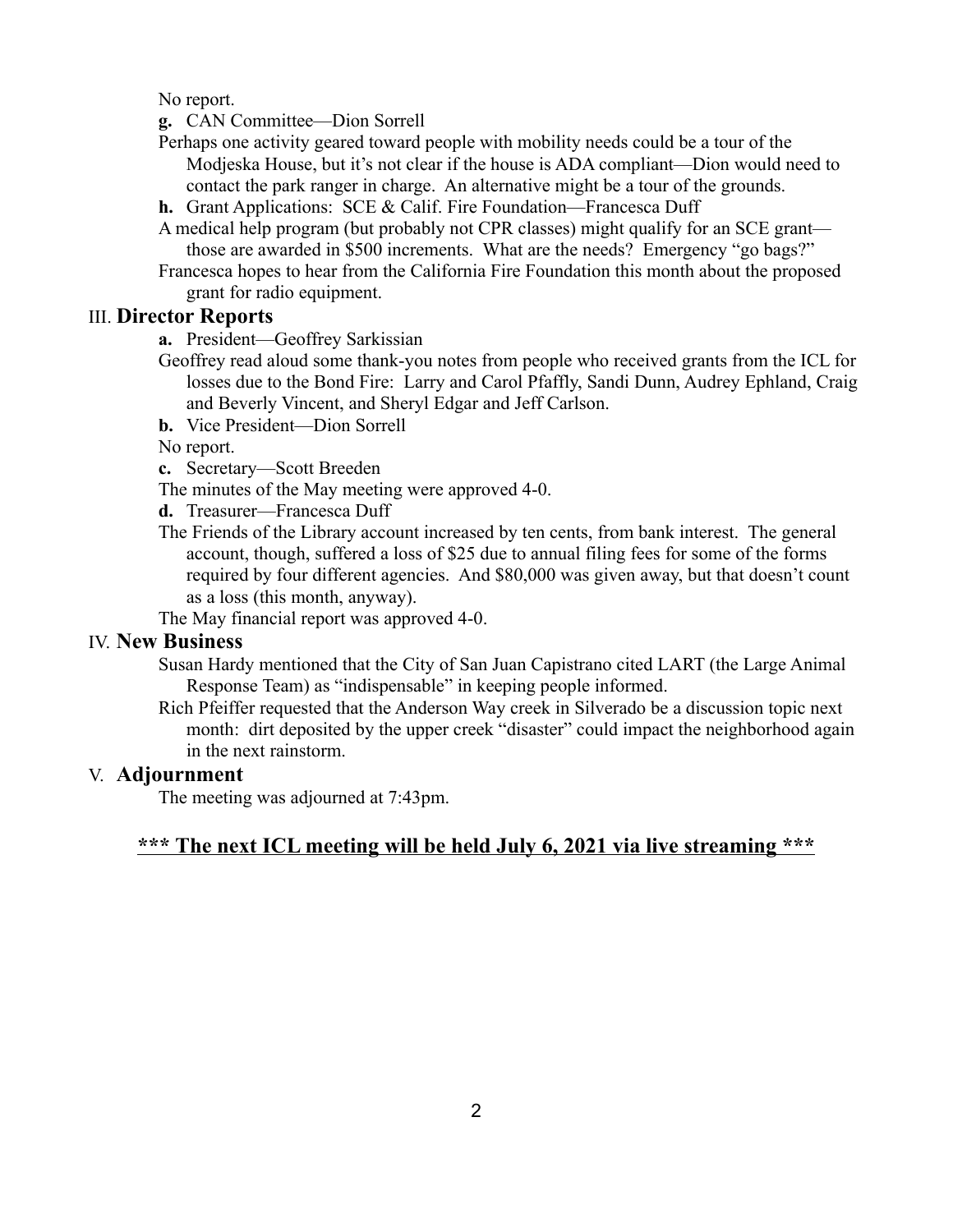No report.

**g.** CAN Committee—Dion Sorrell

Perhaps one activity geared toward people with mobility needs could be a tour of the Modjeska House, but it's not clear if the house is ADA compliant—Dion would need to contact the park ranger in charge. An alternative might be a tour of the grounds.

**h.** Grant Applications: SCE & Calif. Fire Foundation—Francesca Duff

A medical help program (but probably not CPR classes) might qualify for an SCE grant—those are awarded in $500 increments. What are the needs? Emergency "go bags?"

Francesca hopes to hear from the California Fire Foundation this month about the proposed grant for radio equipment.

## III. Director Reports

**a.** President—Geoffrey Sarkissian

Geoffrey read aloud some thank-you notes from people who received grants from the ICL for losses due to the Bond Fire: Larry and Carol Pfaffly, Sandi Dunn, Audrey Ephland, Craig and Beverly Vincent, and Sheryl Edgar and Jeff Carlson.

**b.** Vice President—Dion Sorrell

No report.

**c.** Secretary—Scott Breeden

The minutes of the May meeting were approved 4-0.

**d.** Treasurer—Francesca Duff

The Friends of the Library account increased by ten cents, from bank interest. The general account, though, suffered a loss of $25 due to annual filing fees for some of the forms required by four different agencies. And $80,000 was given away, but that doesn't count as a loss (this month, anyway).

The May financial report was approved 4-0.

## IV. New Business

Susan Hardy mentioned that the City of San Juan Capistrano cited LART (the Large Animal Response Team) as "indispensable" in keeping people informed.

Rich Pfeiffer requested that the Anderson Way creek in Silverado be a discussion topic next month: dirt deposited by the upper creek "disaster" could impact the neighborhood again in the next rainstorm.

## V. Adjournment

The meeting was adjourned at 7:43pm.

**\*\*\* The next ICL meeting will be held July 6, 2021 via live streaming \*\*\***